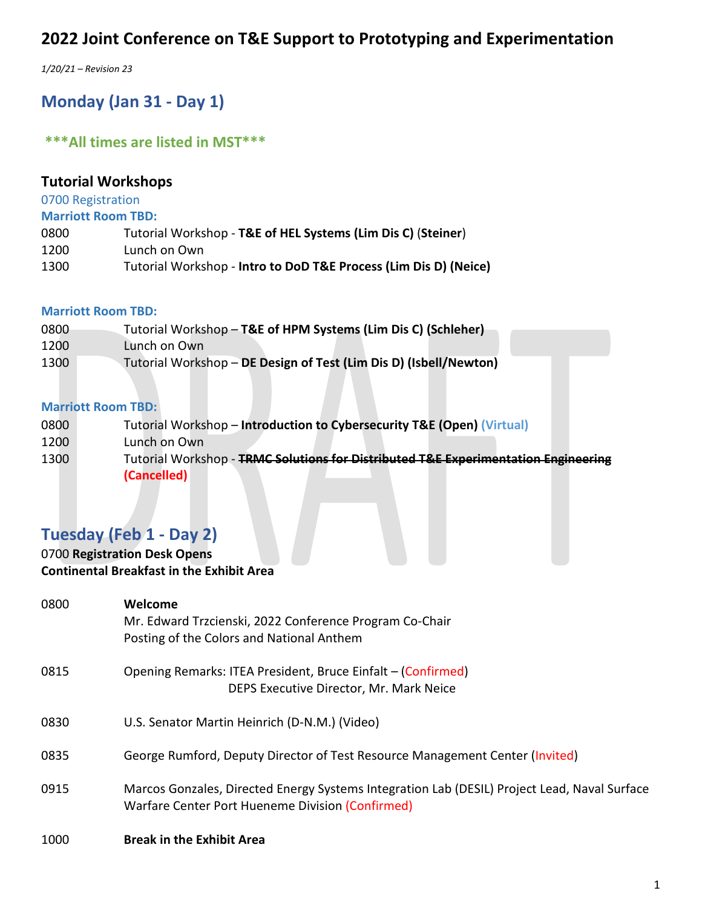# 2022 Joint Conference on T&E Support to Prototyping and Experimentation

*1/20/21 – Revision 23*

## Monday (Jan 31 - Day 1)

### \*\*\*All times are listed in MST\*\*\*

### Tutorial Workshops

0700 Registration

**Marriott Room TBD:**

| | |
|---|---|
| 0800 | Tutorial Workshop - **T&E of HEL Systems (Lim Dis C)** (**Steiner**) |
| 1200 | Lunch on Own |
| 1300 | Tutorial Workshop - **Intro to DoD T&E Process (Lim Dis D) (Neice)** |

**Marriott Room TBD:**

| | |
|---|---|
| 0800 | Tutorial Workshop – **T&E of HPM Systems (Lim Dis C) (Schleher)** |
| 1200 | Lunch on Own |
| 1300 | Tutorial Workshop – **DE Design of Test (Lim Dis D) (Isbell/Newton)** |

**Marriott Room TBD:**

| | |
|---|---|
| 0800 | Tutorial Workshop – **Introduction to Cybersecurity T&E (Open)** **(Virtual)** |
| 1200 | Lunch on Own |
| 1300 | Tutorial Workshop - ~~**TRMC Solutions for Distributed T&E Experimentation Engineering**~~ **(Cancelled)** |

## Tuesday (Feb 1 - Day 2)

0700 **Registration Desk Opens**

**Continental Breakfast in the Exhibit Area**

| | |
|---|---|
| 0800 | **Welcome**<br>Mr. Edward Trzcienski, 2022 Conference Program Co-Chair<br>Posting of the Colors and National Anthem |
| 0815 | Opening Remarks: ITEA President, Bruce Einfalt – (Confirmed)<br>DEPS Executive Director, Mr. Mark Neice |
| 0830 | U.S. Senator Martin Heinrich (D-N.M.) (Video) |
| 0835 | George Rumford, Deputy Director of Test Resource Management Center (Invited) |
| 0915 | Marcos Gonzales, Directed Energy Systems Integration Lab (DESIL) Project Lead, Naval Surface Warfare Center Port Hueneme Division (Confirmed) |
| 1000 | **Break in the Exhibit Area** |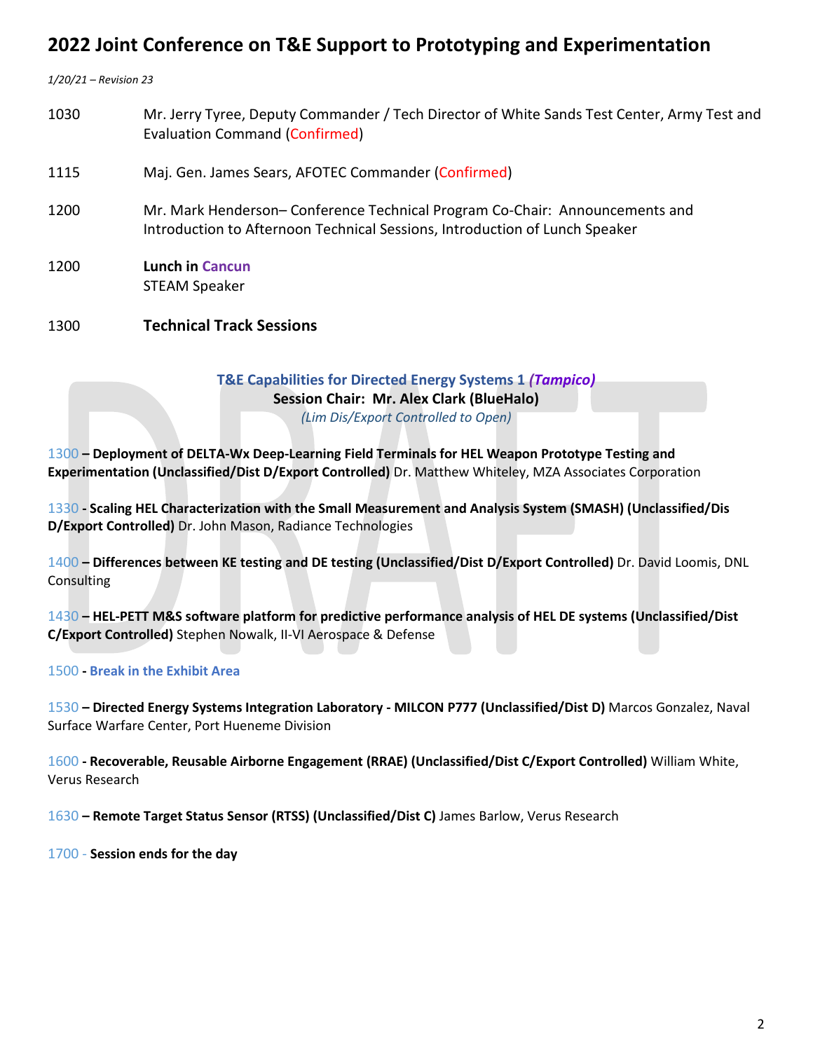# 2022 Joint Conference on T&E Support to Prototyping and Experimentation

*1/20/21 – Revision 23*

1030 Mr. Jerry Tyree, Deputy Commander / Tech Director of White Sands Test Center, Army Test and Evaluation Command (Confirmed)

1115 Maj. Gen. James Sears, AFOTEC Commander (Confirmed)

1200 Mr. Mark Henderson– Conference Technical Program Co-Chair: Announcements and Introduction to Afternoon Technical Sessions, Introduction of Lunch Speaker

1200 **Lunch in Cancun**
STEAM Speaker

1300 **Technical Track Sessions**

**T&E Capabilities for Directed Energy Systems 1 *(Tampico)***
**Session Chair: Mr. Alex Clark (BlueHalo)**
*(Lim Dis/Export Controlled to Open)*

1300 **– Deployment of DELTA-Wx Deep-Learning Field Terminals for HEL Weapon Prototype Testing and Experimentation (Unclassified/Dist D/Export Controlled)** Dr. Matthew Whiteley, MZA Associates Corporation

1330 **- Scaling HEL Characterization with the Small Measurement and Analysis System (SMASH) (Unclassified/Dis D/Export Controlled)** Dr. John Mason, Radiance Technologies

1400 **– Differences between KE testing and DE testing (Unclassified/Dist D/Export Controlled)** Dr. David Loomis, DNL Consulting

1430 **– HEL-PETT M&S software platform for predictive performance analysis of HEL DE systems (Unclassified/Dist C/Export Controlled)** Stephen Nowalk, II-VI Aerospace & Defense

1500 - **Break in the Exhibit Area**

1530 **– Directed Energy Systems Integration Laboratory - MILCON P777 (Unclassified/Dist D)** Marcos Gonzalez, Naval Surface Warfare Center, Port Hueneme Division

1600 **- Recoverable, Reusable Airborne Engagement (RRAE) (Unclassified/Dist C/Export Controlled)** William White, Verus Research

1630 **– Remote Target Status Sensor (RTSS) (Unclassified/Dist C)** James Barlow, Verus Research

1700 - **Session ends for the day**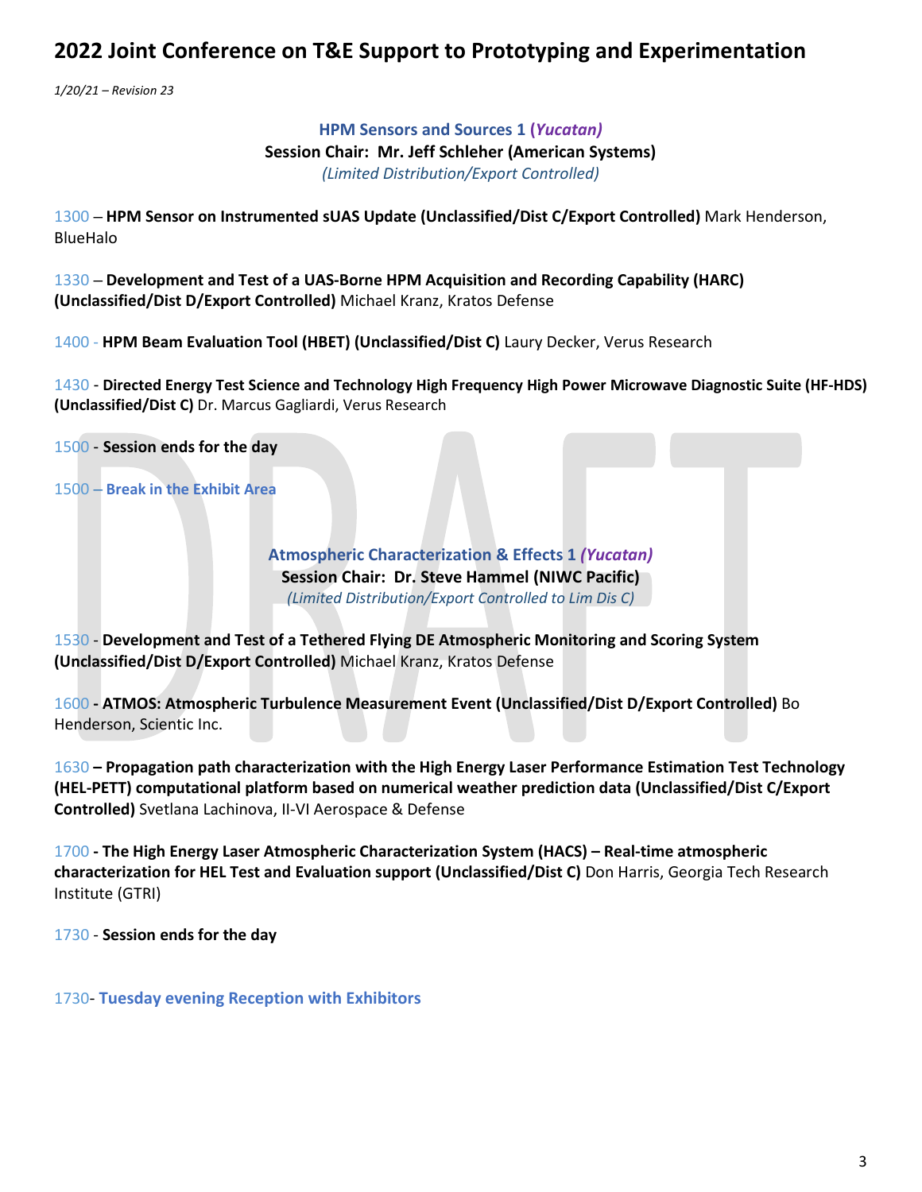# 2022 Joint Conference on T&E Support to Prototyping and Experimentation

*1/20/21 – Revision 23*

**HPM Sensors and Sources 1 (*Yucatan)***
**Session Chair: Mr. Jeff Schleher (American Systems)**
*(Limited Distribution/Export Controlled)*

1300 – **HPM Sensor on Instrumented sUAS Update (Unclassified/Dist C/Export Controlled)** Mark Henderson, BlueHalo

1330 – **Development and Test of a UAS-Borne HPM Acquisition and Recording Capability (HARC) (Unclassified/Dist D/Export Controlled)** Michael Kranz, Kratos Defense

1400 - **HPM Beam Evaluation Tool (HBET) (Unclassified/Dist C)** Laury Decker, Verus Research

1430 - **Directed Energy Test Science and Technology High Frequency High Power Microwave Diagnostic Suite (HF-HDS) (Unclassified/Dist C)** Dr. Marcus Gagliardi, Verus Research

1500 - **Session ends for the day**

1500 – **Break in the Exhibit Area**

**Atmospheric Characterization & Effects 1 (*Yucatan)***
**Session Chair: Dr. Steve Hammel (NIWC Pacific)**
*(Limited Distribution/Export Controlled to Lim Dis C)*

1530 - **Development and Test of a Tethered Flying DE Atmospheric Monitoring and Scoring System (Unclassified/Dist D/Export Controlled)** Michael Kranz, Kratos Defense

1600 **- ATMOS: Atmospheric Turbulence Measurement Event (Unclassified/Dist D/Export Controlled)** Bo Henderson, Scientic Inc.

1630 **– Propagation path characterization with the High Energy Laser Performance Estimation Test Technology (HEL-PETT) computational platform based on numerical weather prediction data (Unclassified/Dist C/Export Controlled)** Svetlana Lachinova, II-VI Aerospace & Defense

1700 **- The High Energy Laser Atmospheric Characterization System (HACS) – Real-time atmospheric characterization for HEL Test and Evaluation support (Unclassified/Dist C)** Don Harris, Georgia Tech Research Institute (GTRI)

1730 - **Session ends for the day**

1730- **Tuesday evening Reception with Exhibitors**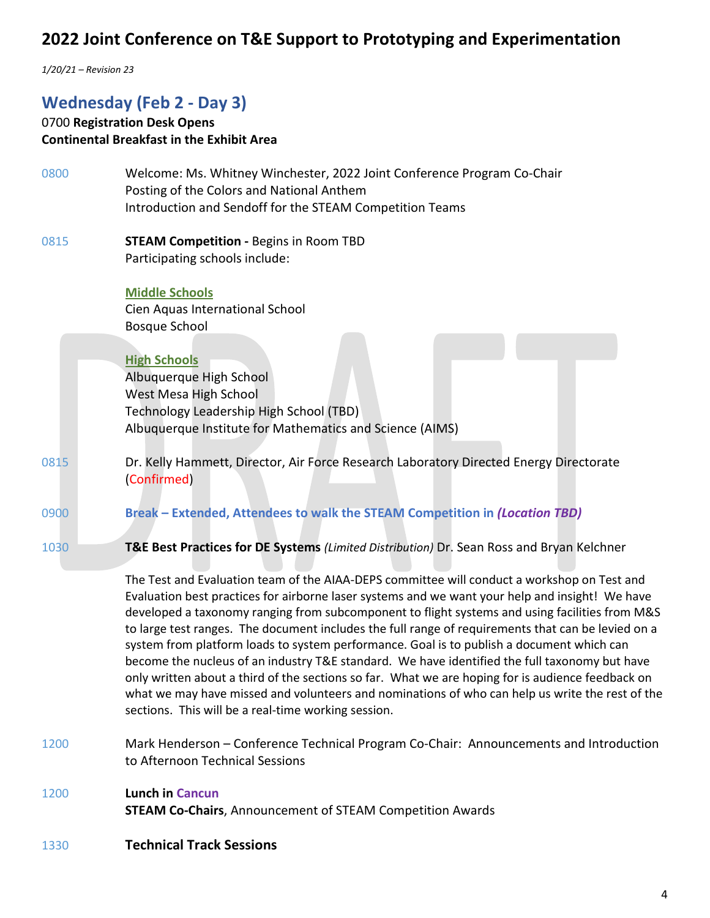# 2022 Joint Conference on T&E Support to Prototyping and Experimentation

*1/20/21 – Revision 23*

## Wednesday (Feb 2 - Day 3)

0700 **Registration Desk Opens**
**Continental Breakfast in the Exhibit Area**

0800 Welcome: Ms. Whitney Winchester, 2022 Joint Conference Program Co-Chair
Posting of the Colors and National Anthem
Introduction and Sendoff for the STEAM Competition Teams

0815 **STEAM Competition -** Begins in Room TBD
Participating schools include:

**Middle Schools**
Cien Aquas International School
Bosque School

**High Schools**
Albuquerque High School
West Mesa High School
Technology Leadership High School (TBD)
Albuquerque Institute for Mathematics and Science (AIMS)

0815 Dr. Kelly Hammett, Director, Air Force Research Laboratory Directed Energy Directorate (Confirmed)

0900 **Break – Extended, Attendees to walk the STEAM Competition in *(Location TBD)***

1030 **T&E Best Practices for DE Systems** *(Limited Distribution)* Dr. Sean Ross and Bryan Kelchner

The Test and Evaluation team of the AIAA-DEPS committee will conduct a workshop on Test and Evaluation best practices for airborne laser systems and we want your help and insight! We have developed a taxonomy ranging from subcomponent to flight systems and using facilities from M&S to large test ranges. The document includes the full range of requirements that can be levied on a system from platform loads to system performance. Goal is to publish a document which can become the nucleus of an industry T&E standard. We have identified the full taxonomy but have only written about a third of the sections so far. What we are hoping for is audience feedback on what we may have missed and volunteers and nominations of who can help us write the rest of the sections. This will be a real-time working session.

1200 Mark Henderson – Conference Technical Program Co-Chair: Announcements and Introduction to Afternoon Technical Sessions

1200 **Lunch in Cancun**
**STEAM Co-Chairs**, Announcement of STEAM Competition Awards

1330 **Technical Track Sessions**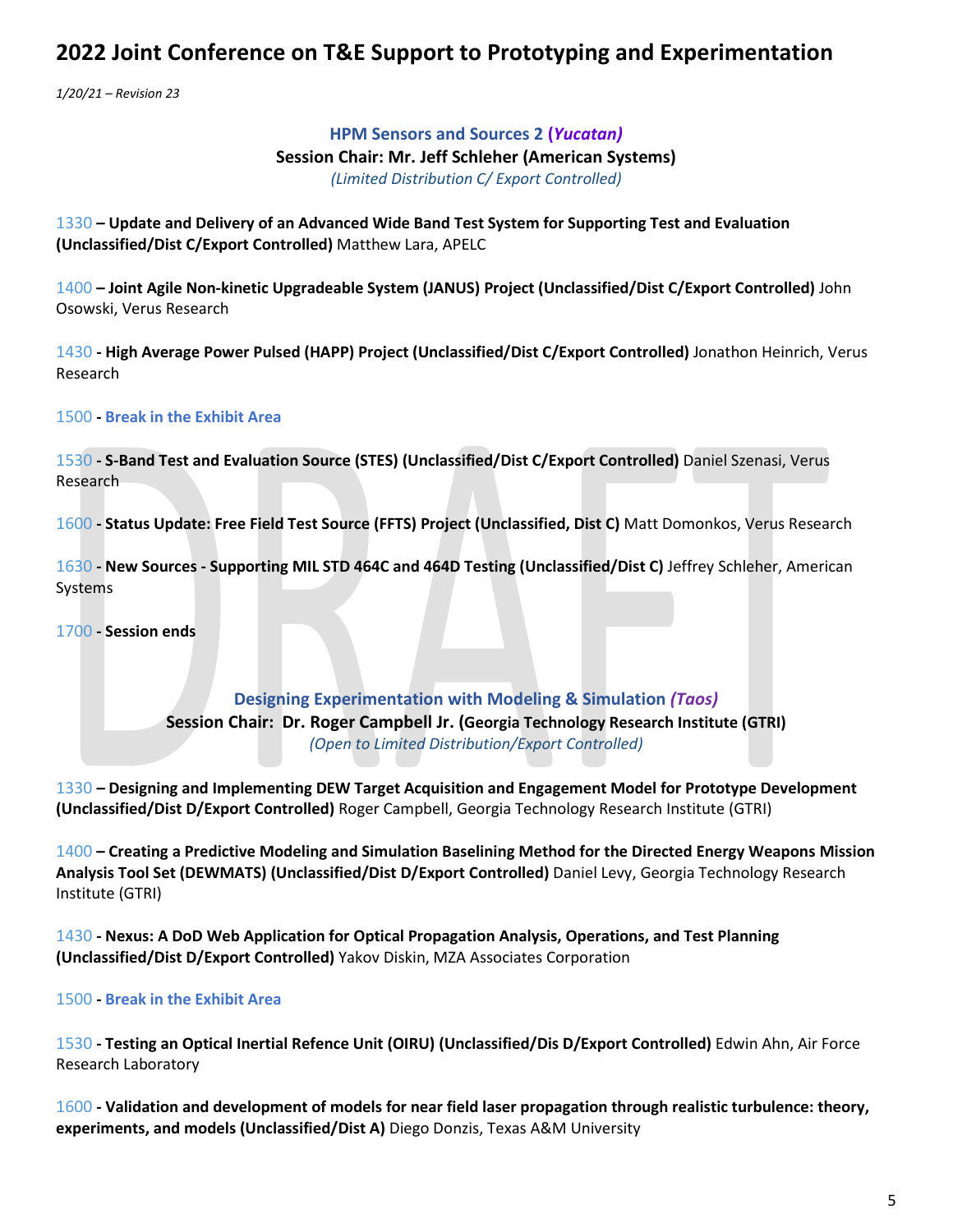# 2022 Joint Conference on T&E Support to Prototyping and Experimentation

*1/20/21 – Revision 23*

### HPM Sensors and Sources 2 (*Yucatan)*

**Session Chair: Mr. Jeff Schleher (American Systems)**

*(Limited Distribution C/ Export Controlled)*

1330 **– Update and Delivery of an Advanced Wide Band Test System for Supporting Test and Evaluation (Unclassified/Dist C/Export Controlled)** Matthew Lara, APELC

1400 **– Joint Agile Non-kinetic Upgradeable System (JANUS) Project (Unclassified/Dist C/Export Controlled)** John Osowski, Verus Research

1430 **- High Average Power Pulsed (HAPP) Project (Unclassified/Dist C/Export Controlled)** Jonathon Heinrich, Verus Research

1500 **- Break in the Exhibit Area**

1530 **- S-Band Test and Evaluation Source (STES) (Unclassified/Dist C/Export Controlled)** Daniel Szenasi, Verus Research

1600 **- Status Update: Free Field Test Source (FFTS) Project (Unclassified, Dist C)** Matt Domonkos, Verus Research

1630 **- New Sources - Supporting MIL STD 464C and 464D Testing (Unclassified/Dist C)** Jeffrey Schleher, American Systems

1700 **- Session ends**

### Designing Experimentation with Modeling & Simulation *(Taos)*

**Session Chair: Dr. Roger Campbell Jr. (Georgia Technology Research Institute (GTRI)**

*(Open to Limited Distribution/Export Controlled)*

1330 **– Designing and Implementing DEW Target Acquisition and Engagement Model for Prototype Development (Unclassified/Dist D/Export Controlled)** Roger Campbell, Georgia Technology Research Institute (GTRI)

1400 **– Creating a Predictive Modeling and Simulation Baselining Method for the Directed Energy Weapons Mission Analysis Tool Set (DEWMATS) (Unclassified/Dist D/Export Controlled)** Daniel Levy, Georgia Technology Research Institute (GTRI)

1430 **- Nexus: A DoD Web Application for Optical Propagation Analysis, Operations, and Test Planning (Unclassified/Dist D/Export Controlled)** Yakov Diskin, MZA Associates Corporation

1500 **- Break in the Exhibit Area**

1530 **- Testing an Optical Inertial Refence Unit (OIRU) (Unclassified/Dis D/Export Controlled)** Edwin Ahn, Air Force Research Laboratory

1600 **- Validation and development of models for near field laser propagation through realistic turbulence: theory, experiments, and models (Unclassified/Dist A)** Diego Donzis, Texas A&M University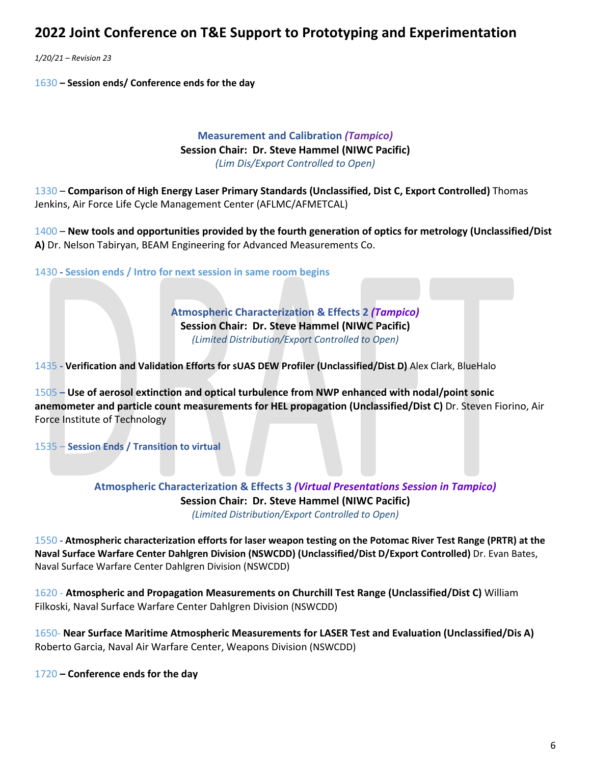1630 **– Session ends/ Conference ends for the day**

### Measurement and Calibration *(Tampico)*

**Session Chair: Dr. Steve Hammel (NIWC Pacific)**

*(Lim Dis/Export Controlled to Open)*

1330 – **Comparison of High Energy Laser Primary Standards (Unclassified, Dist C, Export Controlled)** Thomas Jenkins, Air Force Life Cycle Management Center (AFLMC/AFMETCAL)

1400 – **New tools and opportunities provided by the fourth generation of optics for metrology (Unclassified/Dist A)** Dr. Nelson Tabiryan, BEAM Engineering for Advanced Measurements Co.

1430 **- Session ends / Intro for next session in same room begins**

### Atmospheric Characterization & Effects 2 *(Tampico)*

**Session Chair: Dr. Steve Hammel (NIWC Pacific)**

*(Limited Distribution/Export Controlled to Open)*

1435 **- Verification and Validation Efforts for sUAS DEW Profiler (Unclassified/Dist D)** Alex Clark, BlueHalo

1505 **– Use of aerosol extinction and optical turbulence from NWP enhanced with nodal/point sonic anemometer and particle count measurements for HEL propagation (Unclassified/Dist C)** Dr. Steven Fiorino, Air Force Institute of Technology

1535 – **Session Ends / Transition to virtual**

### Atmospheric Characterization & Effects 3 *(Virtual Presentations Session in Tampico)*

**Session Chair: Dr. Steve Hammel (NIWC Pacific)**

*(Limited Distribution/Export Controlled to Open)*

1550 **- Atmospheric characterization efforts for laser weapon testing on the Potomac River Test Range (PRTR) at the Naval Surface Warfare Center Dahlgren Division (NSWCDD) (Unclassified/Dist D/Export Controlled)** Dr. Evan Bates, Naval Surface Warfare Center Dahlgren Division (NSWCDD)

1620 - **Atmospheric and Propagation Measurements on Churchill Test Range (Unclassified/Dist C)** William Filkoski, Naval Surface Warfare Center Dahlgren Division (NSWCDD)

1650- **Near Surface Maritime Atmospheric Measurements for LASER Test and Evaluation (Unclassified/Dis A)** Roberto Garcia, Naval Air Warfare Center, Weapons Division (NSWCDD)

1720 **– Conference ends for the day**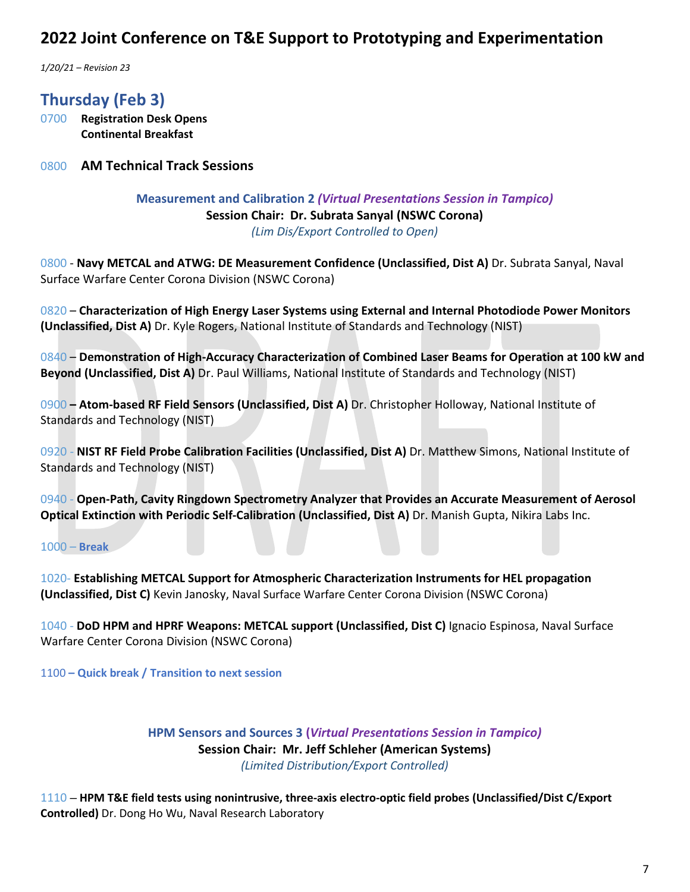# 2022 Joint Conference on T&E Support to Prototyping and Experimentation

*1/20/21 – Revision 23*

## Thursday (Feb 3)

0700 **Registration Desk Opens**
**Continental Breakfast**

0800 **AM Technical Track Sessions**

**Measurement and Calibration 2** ***(Virtual Presentations Session in Tampico)***
**Session Chair: Dr. Subrata Sanyal (NSWC Corona)**
*(Lim Dis/Export Controlled to Open)*

0800 - **Navy METCAL and ATWG: DE Measurement Confidence (Unclassified, Dist A)** Dr. Subrata Sanyal, Naval Surface Warfare Center Corona Division (NSWC Corona)

0820 – **Characterization of High Energy Laser Systems using External and Internal Photodiode Power Monitors (Unclassified, Dist A)** Dr. Kyle Rogers, National Institute of Standards and Technology (NIST)

0840 – **Demonstration of High-Accuracy Characterization of Combined Laser Beams for Operation at 100 kW and Beyond (Unclassified, Dist A)** Dr. Paul Williams, National Institute of Standards and Technology (NIST)

0900 **– Atom-based RF Field Sensors (Unclassified, Dist A)** Dr. Christopher Holloway, National Institute of Standards and Technology (NIST)

0920 - **NIST RF Field Probe Calibration Facilities (Unclassified, Dist A)** Dr. Matthew Simons, National Institute of Standards and Technology (NIST)

0940 - **Open-Path, Cavity Ringdown Spectrometry Analyzer that Provides an Accurate Measurement of Aerosol Optical Extinction with Periodic Self-Calibration (Unclassified, Dist A)** Dr. Manish Gupta, Nikira Labs Inc.

1000 – **Break**

1020- **Establishing METCAL Support for Atmospheric Characterization Instruments for HEL propagation (Unclassified, Dist C)** Kevin Janosky, Naval Surface Warfare Center Corona Division (NSWC Corona)

1040 - **DoD HPM and HPRF Weapons: METCAL support (Unclassified, Dist C)** Ignacio Espinosa, Naval Surface Warfare Center Corona Division (NSWC Corona)

1100 **– Quick break / Transition to next session**

**HPM Sensors and Sources 3 (*Virtual Presentations Session in Tampico)***
**Session Chair: Mr. Jeff Schleher (American Systems)**
*(Limited Distribution/Export Controlled)*

1110 – **HPM T&E field tests using nonintrusive, three-axis electro-optic field probes (Unclassified/Dist C/Export Controlled)** Dr. Dong Ho Wu, Naval Research Laboratory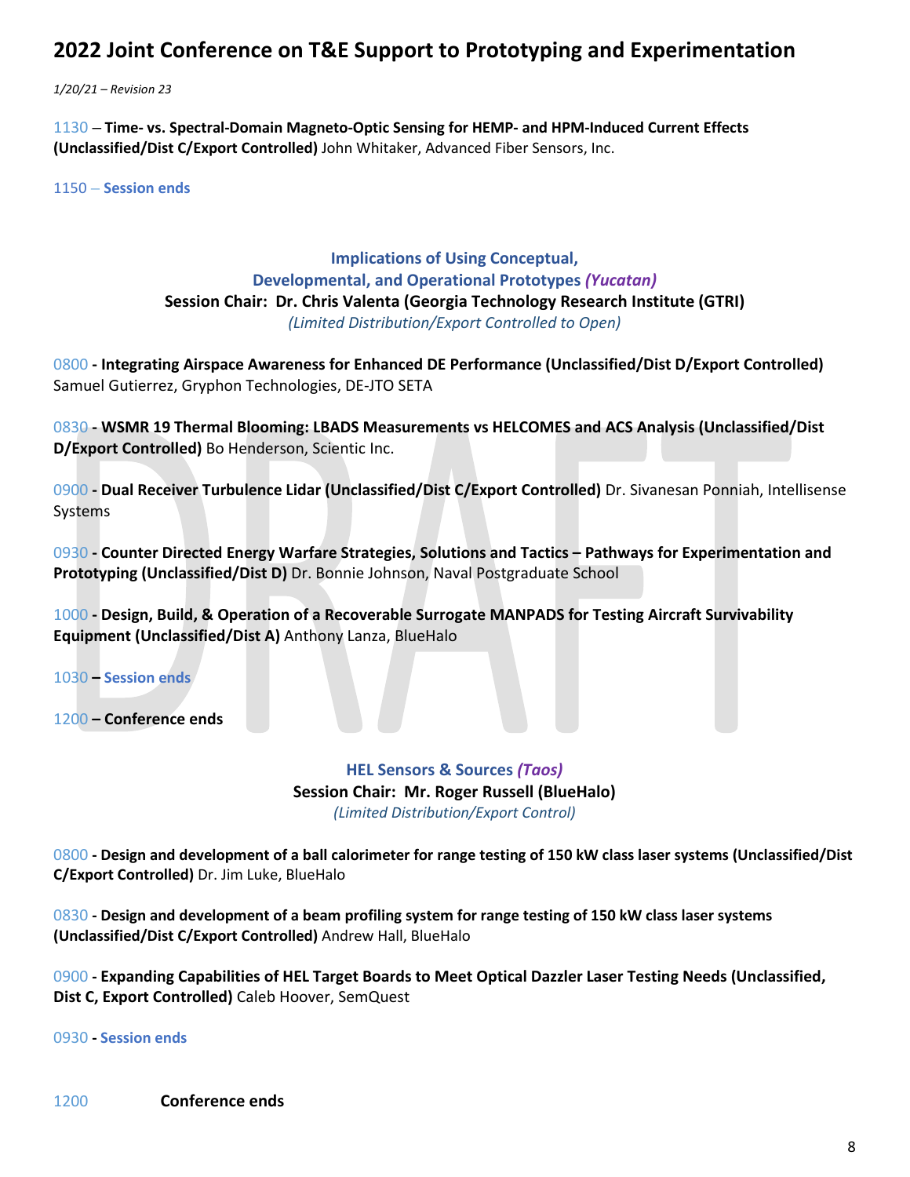# 2022 Joint Conference on T&E Support to Prototyping and Experimentation

*1/20/21 – Revision 23*

1130 – **Time- vs. Spectral-Domain Magneto-Optic Sensing for HEMP- and HPM-Induced Current Effects (Unclassified/Dist C/Export Controlled)** John Whitaker, Advanced Fiber Sensors, Inc.

1150 – **Session ends**

### Implications of Using Conceptual, Developmental, and Operational Prototypes *(Yucatan)*

**Session Chair: Dr. Chris Valenta (Georgia Technology Research Institute (GTRI)**

*(Limited Distribution/Export Controlled to Open)*

0800 **- Integrating Airspace Awareness for Enhanced DE Performance (Unclassified/Dist D/Export Controlled)** Samuel Gutierrez, Gryphon Technologies, DE-JTO SETA

0830 **- WSMR 19 Thermal Blooming: LBADS Measurements vs HELCOMES and ACS Analysis (Unclassified/Dist D/Export Controlled)** Bo Henderson, Scientic Inc.

0900 **- Dual Receiver Turbulence Lidar (Unclassified/Dist C/Export Controlled)** Dr. Sivanesan Ponniah, Intellisense Systems

0930 **- Counter Directed Energy Warfare Strategies, Solutions and Tactics – Pathways for Experimentation and Prototyping (Unclassified/Dist D)** Dr. Bonnie Johnson, Naval Postgraduate School

1000 **- Design, Build, & Operation of a Recoverable Surrogate MANPADS for Testing Aircraft Survivability Equipment (Unclassified/Dist A)** Anthony Lanza, BlueHalo

1030 **– Session ends**

1200 **– Conference ends**

### HEL Sensors & Sources *(Taos)*

**Session Chair: Mr. Roger Russell (BlueHalo)**

*(Limited Distribution/Export Control)*

0800 **- Design and development of a ball calorimeter for range testing of 150 kW class laser systems (Unclassified/Dist C/Export Controlled)** Dr. Jim Luke, BlueHalo

0830 **- Design and development of a beam profiling system for range testing of 150 kW class laser systems (Unclassified/Dist C/Export Controlled)** Andrew Hall, BlueHalo

0900 **- Expanding Capabilities of HEL Target Boards to Meet Optical Dazzler Laser Testing Needs (Unclassified, Dist C, Export Controlled)** Caleb Hoover, SemQuest

0930 **- Session ends**

1200 **Conference ends**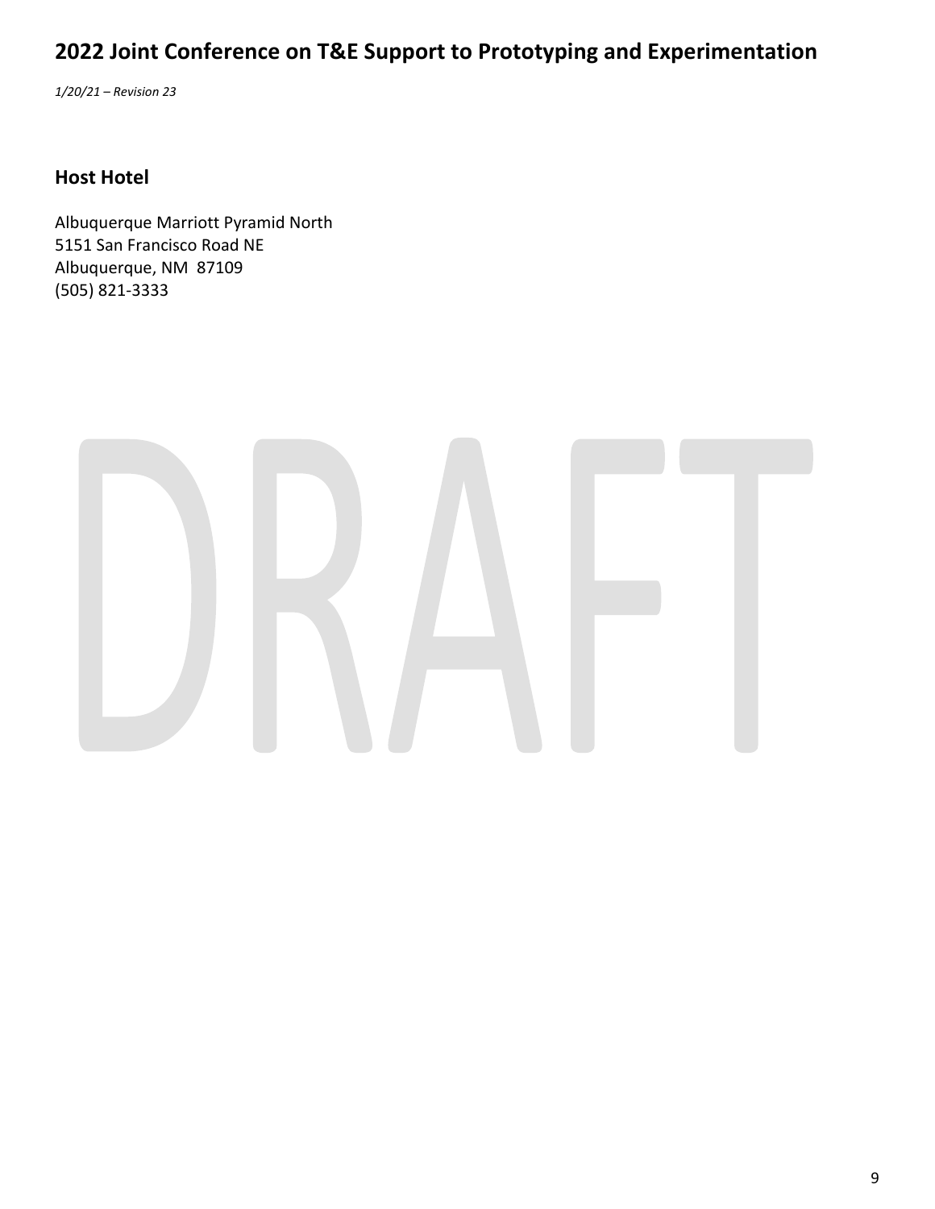## Host Hotel

Albuquerque Marriott Pyramid North
5151 San Francisco Road NE
Albuquerque, NM 87109
(505) 821-3333